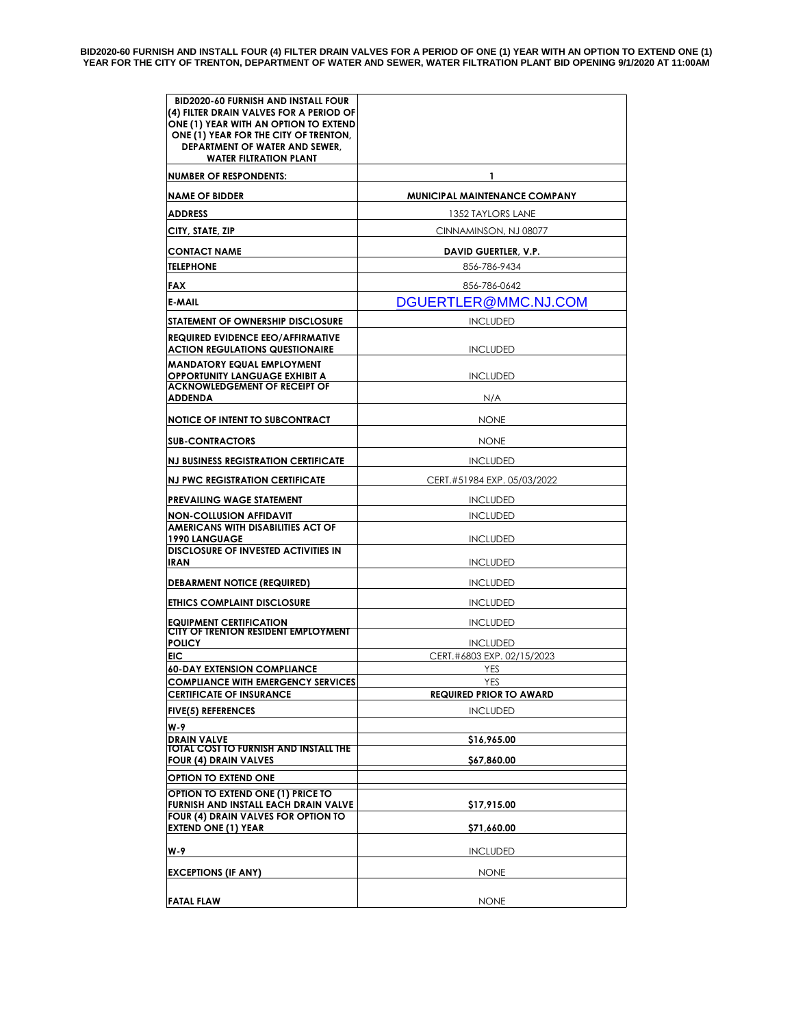**BID2020-60 FURNISH AND INSTALL FOUR (4) FILTER DRAIN VALVES FOR A PERIOD OF ONE (1) YEAR WITH AN OPTION TO EXTEND ONE (1) YEAR FOR THE CITY OF TRENTON, DEPARTMENT OF WATER AND SEWER, WATER FILTRATION PLANT BID OPENING 9/1/2020 AT 11:00AM**

| BID2020-60 FURNISH AND INSTALL FOUR (4) FILTER DRAIN VALVES FOR A PERIOD OF ONE (1) YEAR WITH AN OPTION TO EXTEND ONE (1) YEAR FOR THE CITY OF TRENTON, DEPARTMENT OF WATER AND SEWER, WATER FILTRATION PLANT | |
|---|---|
| NUMBER OF RESPONDENTS: | 1 |
| NAME OF BIDDER | MUNICIPAL MAINTENANCE COMPANY |
| ADDRESS | 1352 TAYLORS LANE |
| CITY, STATE, ZIP | CINNAMINSON, NJ 08077 |
| CONTACT NAME | DAVID GUERTLER, V.P. |
| TELEPHONE | 856-786-9434 |
| FAX | 856-786-0642 |
| E-MAIL | DGUERTLER@MMC.NJ.COM |
| STATEMENT OF OWNERSHIP DISCLOSURE | INCLUDED |
| REQUIRED EVIDENCE EEO/AFFIRMATIVE ACTION REGULATIONS QUESTIONAIRE | INCLUDED |
| MANDATORY EQUAL EMPLOYMENT OPPORTUNITY LANGUAGE EXHIBIT A | INCLUDED |
| ACKNOWLEDGEMENT OF RECEIPT OF ADDENDA | N/A |
| NOTICE OF INTENT TO SUBCONTRACT | NONE |
| SUB-CONTRACTORS | NONE |
| NJ BUSINESS REGISTRATION CERTIFICATE | INCLUDED |
| NJ PWC REGISTRATION CERTIFICATE | CERT.#51984 EXP. 05/03/2022 |
| PREVAILING WAGE STATEMENT | INCLUDED |
| NON-COLLUSION AFFIDAVIT | INCLUDED |
| AMERICANS WITH DISABILITIES ACT OF 1990 LANGUAGE | INCLUDED |
| DISCLOSURE OF INVESTED ACTIVITIES IN IRAN | INCLUDED |
| DEBARMENT NOTICE (REQUIRED) | INCLUDED |
| ETHICS COMPLAINT DISCLOSURE | INCLUDED |
| EQUIPMENT CERTIFICATION | INCLUDED |
| CITY OF TRENTON RESIDENT EMPLOYMENT POLICY | INCLUDED |
| EIC | CERT.#6803 EXP. 02/15/2023 |
| 60-DAY EXTENSION COMPLIANCE | YES |
| COMPLIANCE WITH EMERGENCY SERVICES | YES |
| CERTIFICATE OF INSURANCE | REQUIRED PRIOR TO AWARD |
| FIVE(5) REFERENCES | INCLUDED |
| W-9 | |
| DRAIN VALVE | $16,965.00 |
| TOTAL COST TO FURNISH AND INSTALL THE FOUR (4) DRAIN VALVES | $67,860.00 |
| OPTION TO EXTEND ONE | |
| OPTION TO EXTEND ONE (1) PRICE TO FURNISH AND INSTALL EACH DRAIN VALVE | $17,915.00 |
| FOUR (4) DRAIN VALVES FOR OPTION TO EXTEND ONE (1) YEAR | $71,660.00 |
| W-9 | INCLUDED |
| EXCEPTIONS (IF ANY) | NONE |
| FATAL FLAW | NONE |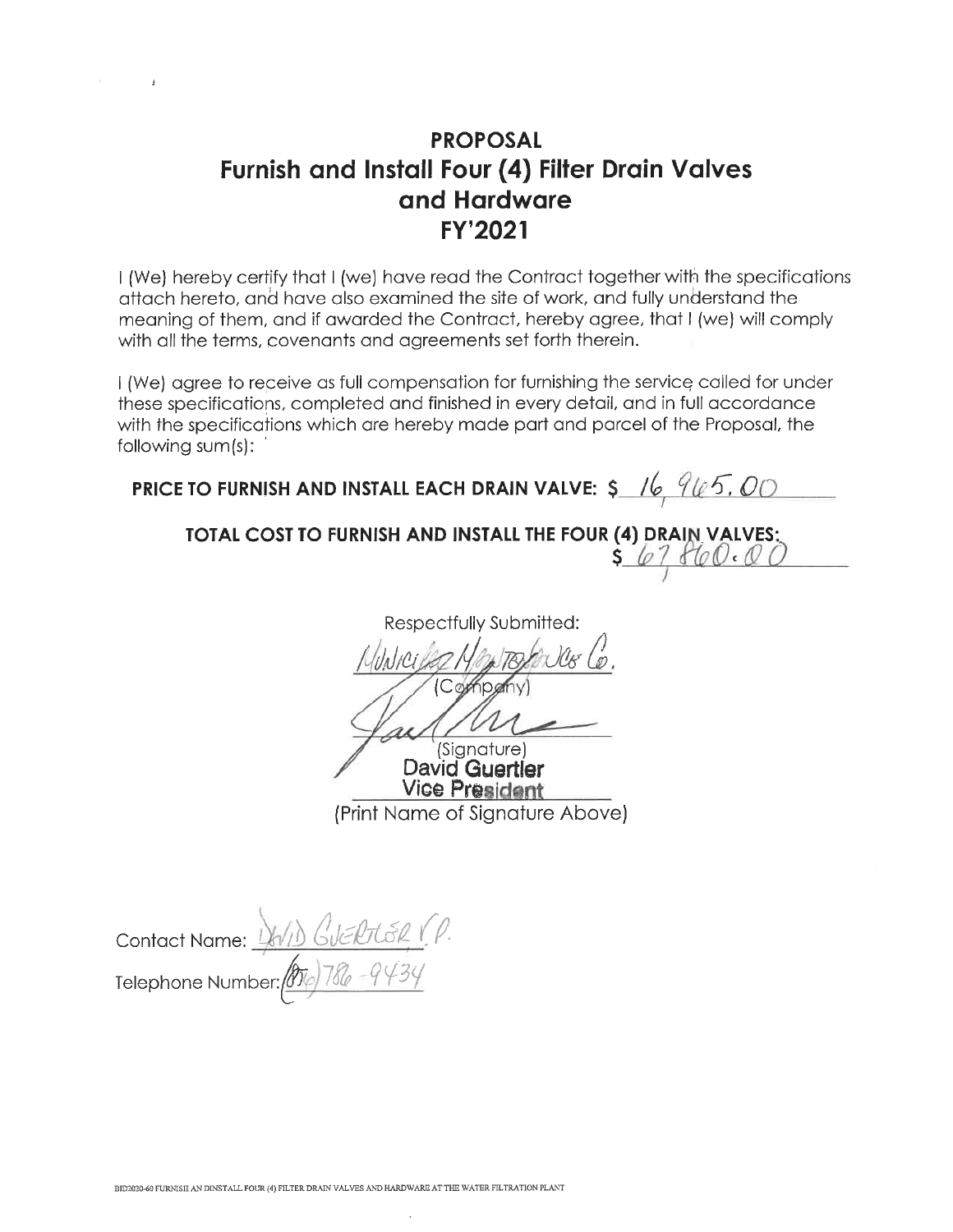# PROPOSAL
# Furnish and Install Four (4) Filter Drain Valves and Hardware
# FY'2021

I (We) hereby certify that I (we) have read the Contract together with the specifications attach hereto, and have also examined the site of work, and fully understand the meaning of them, and if awarded the Contract, hereby agree, that I (we) will comply with all the terms, covenants and agreements set forth therein.

I (We) agree to receive as full compensation for furnishing the service called for under these specifications, completed and finished in every detail, and in full accordance with the specifications which are hereby made part and parcel of the Proposal, the following sum(s):

**PRICE TO FURNISH AND INSTALL EACH DRAIN VALVE: $** 16,965.00

**TOTAL COST TO FURNISH AND INSTALL THE FOUR (4) DRAIN VALVES:** $ 67,860.00

Respectfully Submitted:

Municipal Maintenance Co.
(Company)

(Signature)

**David Guertler**
**Vice President**
(Print Name of Signature Above)

Contact Name: David Guertler V.P.

Telephone Number: (856) 786-9434

BID2020-60 FURNISH AN DINSTALL FOUR (4) FILTER DRAIN VALVES AND HARDWARE AT THE WATER FILTRATION PLANT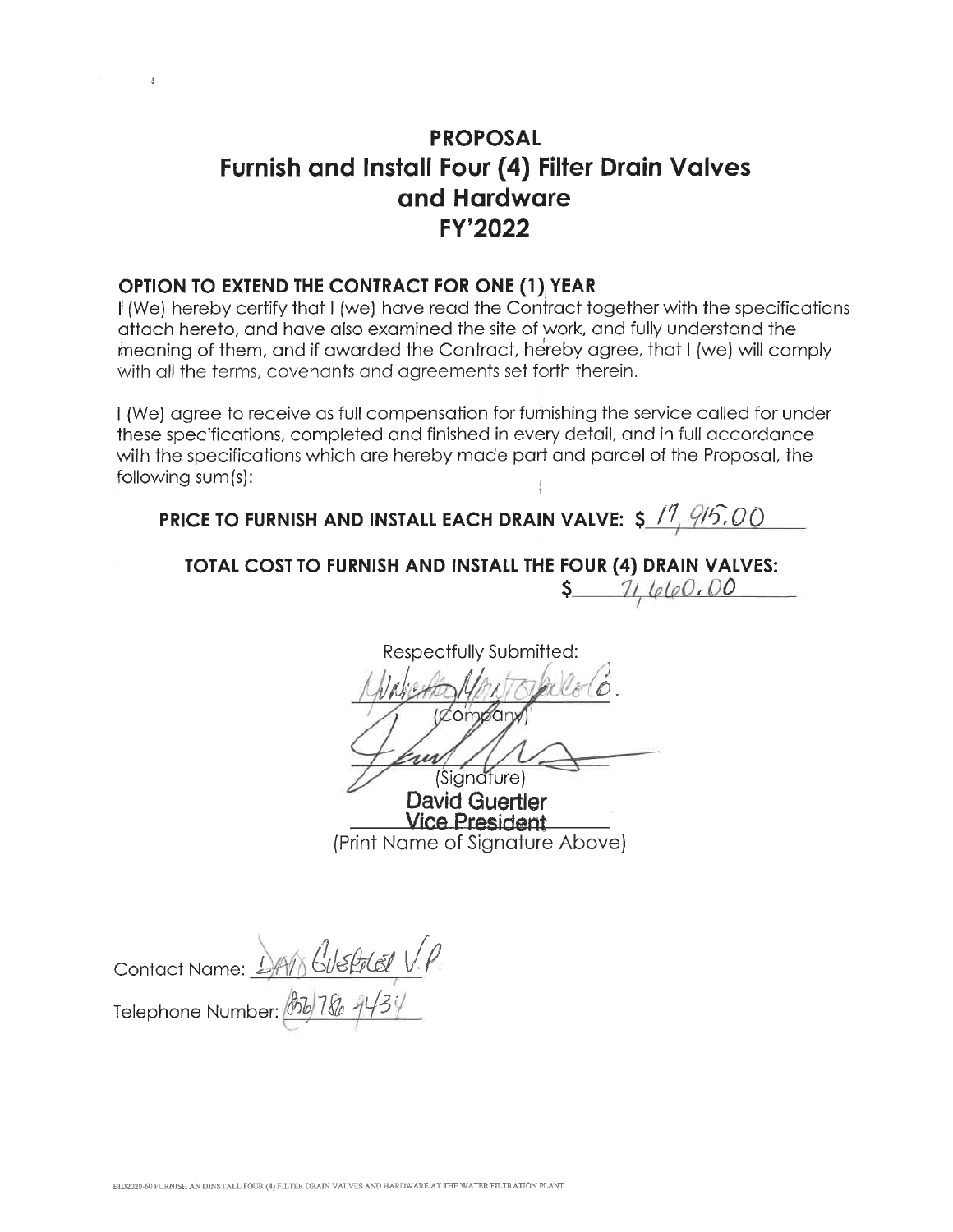# PROPOSAL
# Furnish and Install Four (4) Filter Drain Valves and Hardware FY'2022

**OPTION TO EXTEND THE CONTRACT FOR ONE (1) YEAR**

I (We) hereby certify that I (we) have read the Contract together with the specifications attach hereto, and have also examined the site of work, and fully understand the meaning of them, and if awarded the Contract, hereby agree, that I (we) will comply with all the terms, covenants and agreements set forth therein.

I (We) agree to receive as full compensation for furnishing the service called for under these specifications, completed and finished in every detail, and in full accordance with the specifications which are hereby made part and parcel of the Proposal, the following sum(s):

**PRICE TO FURNISH AND INSTALL EACH DRAIN VALVE: $** 17,915.00

**TOTAL COST TO FURNISH AND INSTALL THE FOUR (4) DRAIN VALVES: $** 71,660.00

Respectfully Submitted:

Whalen Mantegna Co.
(Company)

(Signature)

**David Guertler**
**Vice President**
(Print Name of Signature Above)

Contact Name: Dave Guertler V.P.

Telephone Number: (860) 786-9434

BID2020-60 FURNISH AN DINSTALL FOUR (4) FILTER DRAIN VALVES AND HARDWARE AT THE WATER FILTRATION PLANT